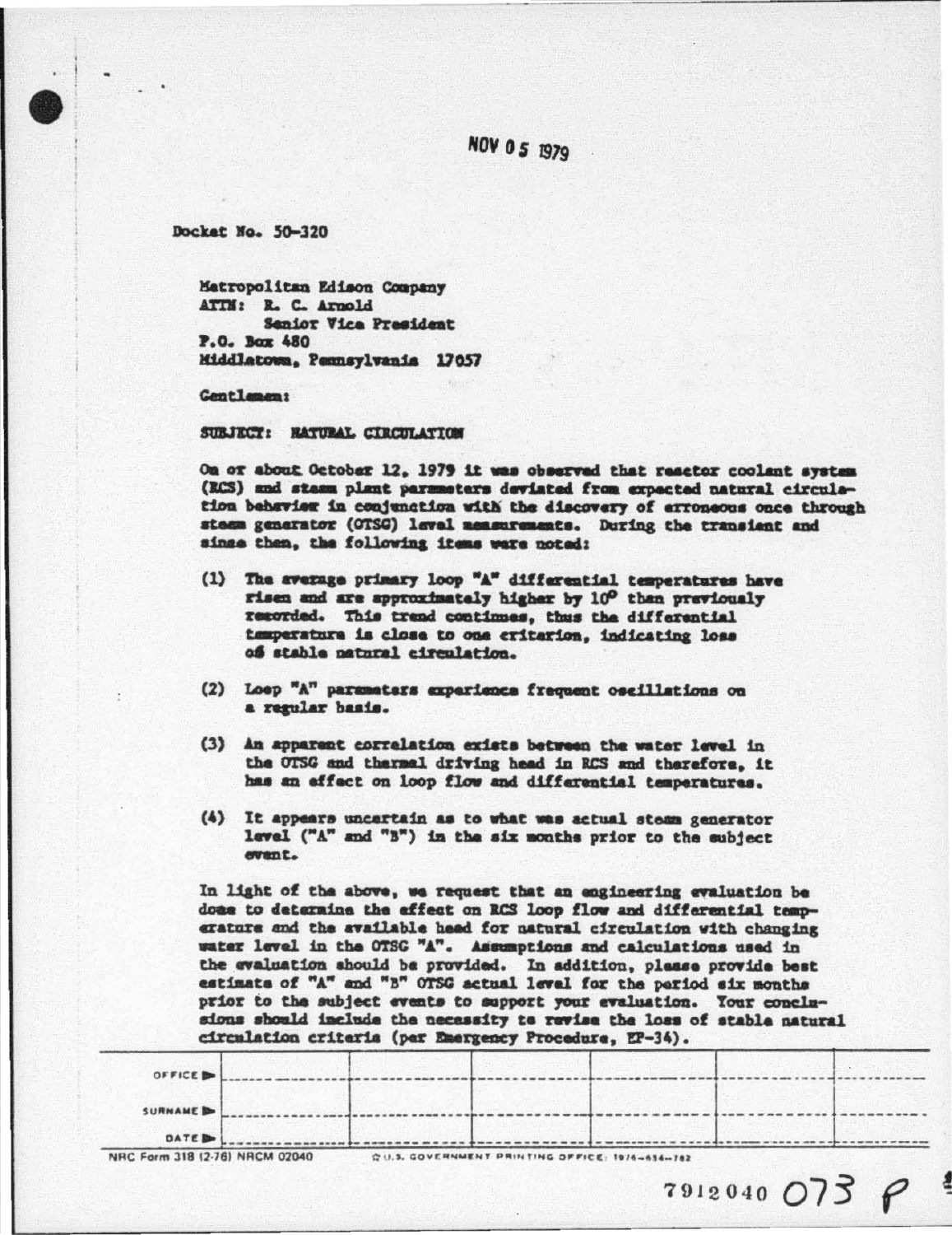NOV 05 1979

Docket No. 50-320

Metropolitan Edison Company
ATTN: R. C. Arnold
Senior Vice President
P.O. Box 480
Middletown, Pennsylvania 17057

Gentlemen:

SUBJECT: NATURAL CIRCULATION

On or about October 12, 1979 it was observed that reactor coolant system (RCS) and steam plant parameters deviated from expected natural circulation behavior in conjunction with the discovery of erroneous once through steam generator (OTSG) level measurements. During the transient and since then, the following items were noted:

(1) The average primary loop "A" differential temperatures have risen and are approximately higher by 10° than previously recorded. This trend continues, thus the differential temperature is close to one criterion, indicating loss of stable natural circulation.

(2) Loop "A" parameters experience frequent oscillations on a regular basis.

(3) An apparent correlation exists between the water level in the OTSG and thermal driving head in RCS and therefore, it has an effect on loop flow and differential temperatures.

(4) It appears uncertain as to what was actual steam generator level ("A" and "B") in the six months prior to the subject event.

In light of the above, we request that an engineering evaluation be done to determine the effect on RCS loop flow and differential temperature and the available head for natural circulation with changing water level in the OTSG "A". Assumptions and calculations used in the evaluation should be provided. In addition, please provide best estimate of "A" and "B" OTSG actual level for the period six months prior to the subject events to support your evaluation. Your conclusions should include the necessity to revise the loss of stable natural circulation criteria (per Emergency Procedure, EP-34).

| OFFICE ▶ | | | | | |
|---|---|---|---|---|---|
| SURNAME ▶ | | | | | |
| DATE ▶ | | | | | |

NRC Form 318 (2-76) NRCM 02040

7912040 073 P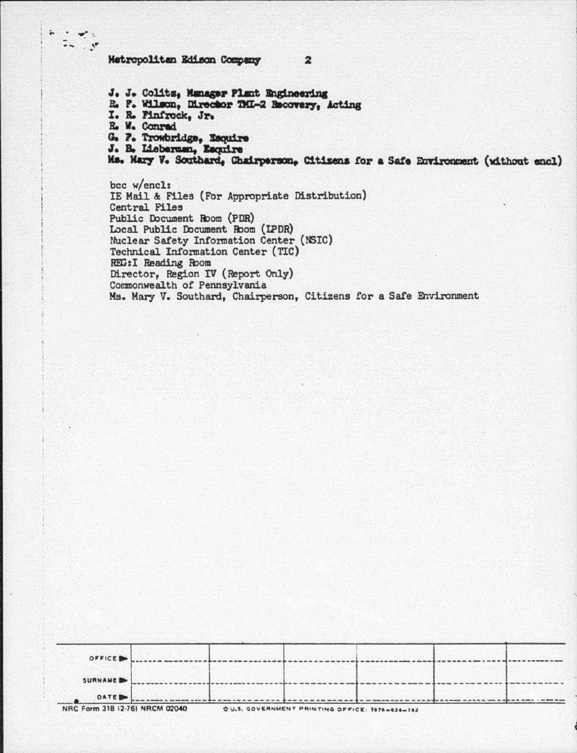J. J. Colitz, Manager Plant Engineering
R. F. Wilson, Director TMI-2 Recovery, Acting
I. R. Finfrock, Jr.
R. W. Conrad
G. F. Trowbridge, Esquire
J. B. Lieberman, Esquire
Ms. Mary V. Southard, Chairperson, Citizens for a Safe Environment (without encl)

bcc w/encl:
IE Mail & Files (For Appropriate Distribution)
Central Files
Public Document Room (PDR)
Local Public Document Room (LPDR)
Nuclear Safety Information Center (NSIC)
Technical Information Center (TIC)
REG:I Reading Room
Director, Region IV (Report Only)
Commonwealth of Pennsylvania
Ms. Mary V. Southard, Chairperson, Citizens for a Safe Environment